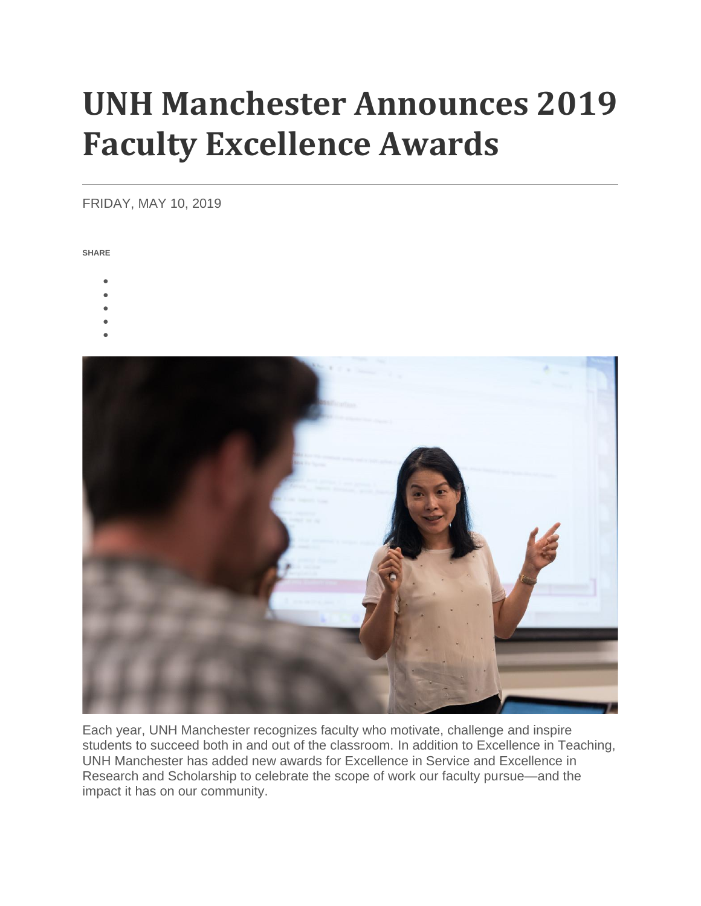# UNH Manchester Announces 2019 Faculty Excellence Awards

FRIDAY, MAY 10, 2019

SHARE

Each year, UNH Manchester recognizes faculty who motivate, challenge and inspire students to succeed both in and out of the classroom. In addition to Excellence in Teaching, UNH Manchester has added new awards for Excellence in Service and Excellence in Research and Scholarship to celebrate the scope of work our faculty pursue—and the impact it has on our community.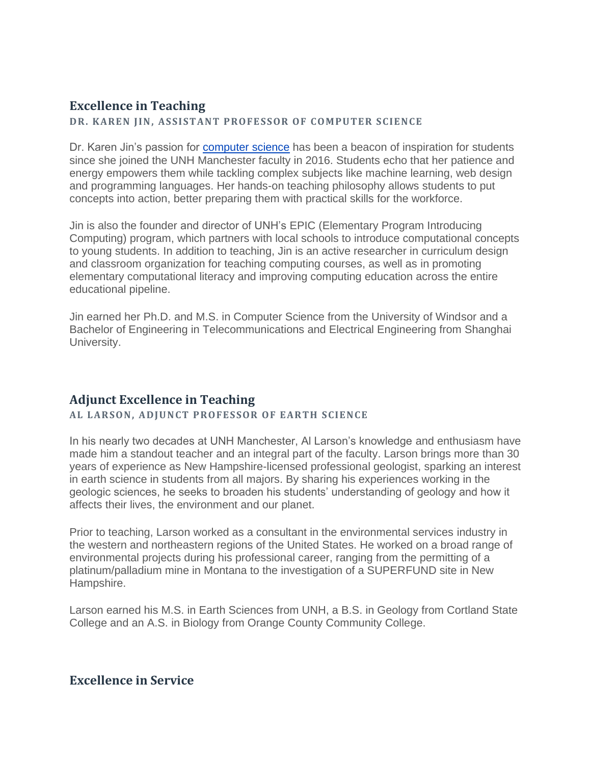## Excellence in Teaching

#### DR. KAREN JIN, ASSISTANT PROFESSOR OF COMPUTER SCIENCE

Dr. Karen Jin's passion for computer science has been a beacon of inspiration for students since she joined the UNH Manchester faculty in 2016. Students echo that her patience and energy empowers them while tackling complex subjects like machine learning, web design and programming languages. Her hands-on teaching philosophy allows students to put concepts into action, better preparing them with practical skills for the workforce.

Jin is also the founder and director of UNH's EPIC (Elementary Program Introducing Computing) program, which partners with local schools to introduce computational concepts to young students. In addition to teaching, Jin is an active researcher in curriculum design and classroom organization for teaching computing courses, as well as in promoting elementary computational literacy and improving computing education across the entire educational pipeline.

Jin earned her Ph.D. and M.S. in Computer Science from the University of Windsor and a Bachelor of Engineering in Telecommunications and Electrical Engineering from Shanghai University.

## Adjunct Excellence in Teaching

#### AL LARSON, ADJUNCT PROFESSOR OF EARTH SCIENCE

In his nearly two decades at UNH Manchester, Al Larson's knowledge and enthusiasm have made him a standout teacher and an integral part of the faculty. Larson brings more than 30 years of experience as New Hampshire-licensed professional geologist, sparking an interest in earth science in students from all majors. By sharing his experiences working in the geologic sciences, he seeks to broaden his students' understanding of geology and how it affects their lives, the environment and our planet.

Prior to teaching, Larson worked as a consultant in the environmental services industry in the western and northeastern regions of the United States. He worked on a broad range of environmental projects during his professional career, ranging from the permitting of a platinum/palladium mine in Montana to the investigation of a SUPERFUND site in New Hampshire.

Larson earned his M.S. in Earth Sciences from UNH, a B.S. in Geology from Cortland State College and an A.S. in Biology from Orange County Community College.

## Excellence in Service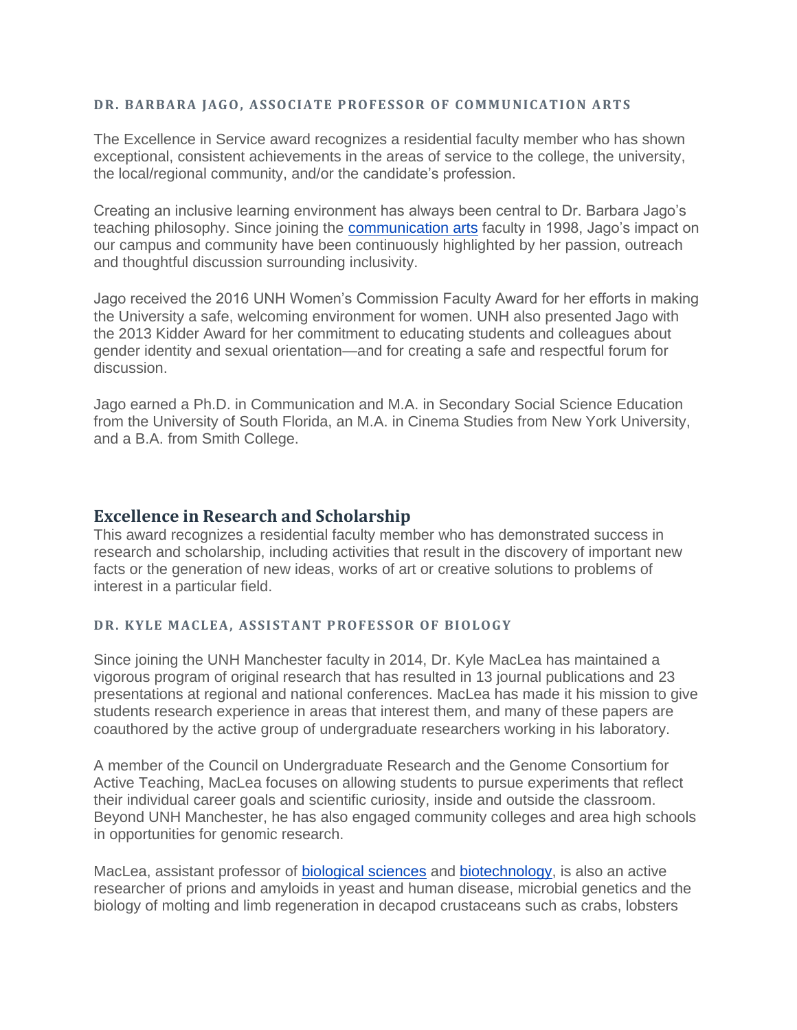#### DR. BARBARA JAGO, ASSOCIATE PROFESSOR OF COMMUNICATION ARTS

The Excellence in Service award recognizes a residential faculty member who has shown exceptional, consistent achievements in the areas of service to the college, the university, the local/regional community, and/or the candidate's profession.

Creating an inclusive learning environment has always been central to Dr. Barbara Jago's teaching philosophy. Since joining the communication arts faculty in 1998, Jago's impact on our campus and community have been continuously highlighted by her passion, outreach and thoughtful discussion surrounding inclusivity.

Jago received the 2016 UNH Women's Commission Faculty Award for her efforts in making the University a safe, welcoming environment for women. UNH also presented Jago with the 2013 Kidder Award for her commitment to educating students and colleagues about gender identity and sexual orientation—and for creating a safe and respectful forum for discussion.

Jago earned a Ph.D. in Communication and M.A. in Secondary Social Science Education from the University of South Florida, an M.A. in Cinema Studies from New York University, and a B.A. from Smith College.

## Excellence in Research and Scholarship

This award recognizes a residential faculty member who has demonstrated success in research and scholarship, including activities that result in the discovery of important new facts or the generation of new ideas, works of art or creative solutions to problems of interest in a particular field.

#### DR. KYLE MACLEA, ASSISTANT PROFESSOR OF BIOLOGY

Since joining the UNH Manchester faculty in 2014, Dr. Kyle MacLea has maintained a vigorous program of original research that has resulted in 13 journal publications and 23 presentations at regional and national conferences. MacLea has made it his mission to give students research experience in areas that interest them, and many of these papers are coauthored by the active group of undergraduate researchers working in his laboratory.

A member of the Council on Undergraduate Research and the Genome Consortium for Active Teaching, MacLea focuses on allowing students to pursue experiments that reflect their individual career goals and scientific curiosity, inside and outside the classroom. Beyond UNH Manchester, he has also engaged community colleges and area high schools in opportunities for genomic research.

MacLea, assistant professor of biological sciences and biotechnology, is also an active researcher of prions and amyloids in yeast and human disease, microbial genetics and the biology of molting and limb regeneration in decapod crustaceans such as crabs, lobsters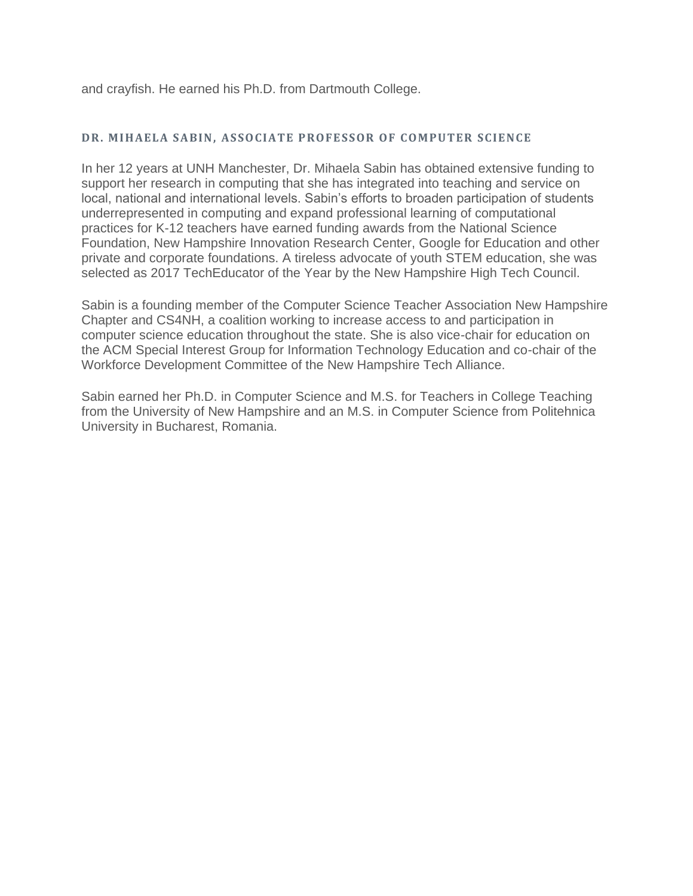and crayfish. He earned his Ph.D. from Dartmouth College.

### DR. MIHAELA SABIN, ASSOCIATE PROFESSOR OF COMPUTER SCIENCE

In her 12 years at UNH Manchester, Dr. Mihaela Sabin has obtained extensive funding to support her research in computing that she has integrated into teaching and service on local, national and international levels. Sabin's efforts to broaden participation of students underrepresented in computing and expand professional learning of computational practices for K-12 teachers have earned funding awards from the National Science Foundation, New Hampshire Innovation Research Center, Google for Education and other private and corporate foundations. A tireless advocate of youth STEM education, she was selected as 2017 TechEducator of the Year by the New Hampshire High Tech Council.

Sabin is a founding member of the Computer Science Teacher Association New Hampshire Chapter and CS4NH, a coalition working to increase access to and participation in computer science education throughout the state. She is also vice-chair for education on the ACM Special Interest Group for Information Technology Education and co-chair of the Workforce Development Committee of the New Hampshire Tech Alliance.

Sabin earned her Ph.D. in Computer Science and M.S. for Teachers in College Teaching from the University of New Hampshire and an M.S. in Computer Science from Politehnica University in Bucharest, Romania.